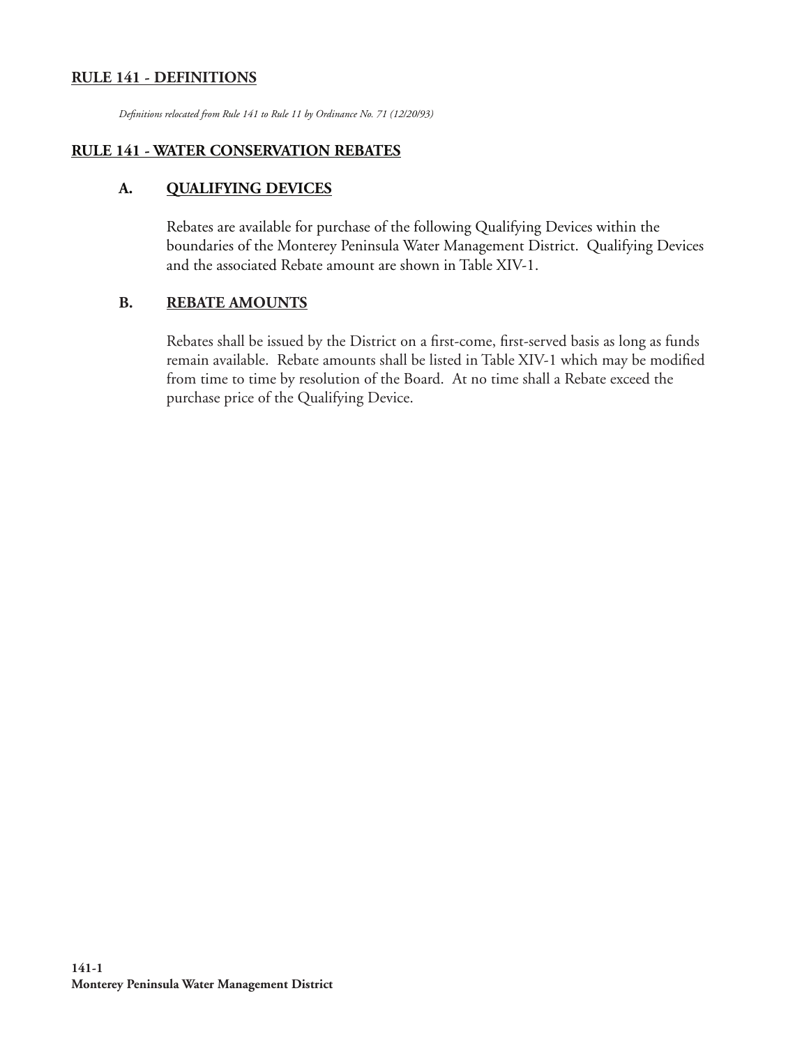## RULE 141 - DEFINITIONS

*Definitions relocated from Rule 141 to Rule 11 by Ordinance No. 71 (12/20/93)*

## RULE 141 - WATER CONSERVATION REBATES

### A. QUALIFYING DEVICES

Rebates are available for purchase of the following Qualifying Devices within the boundaries of the Monterey Peninsula Water Management District. Qualifying Devices and the associated Rebate amount are shown in Table XIV-1.

### B. REBATE AMOUNTS

Rebates shall be issued by the District on a first-come, first-served basis as long as funds remain available. Rebate amounts shall be listed in Table XIV-1 which may be modified from time to time by resolution of the Board. At no time shall a Rebate exceed the purchase price of the Qualifying Device.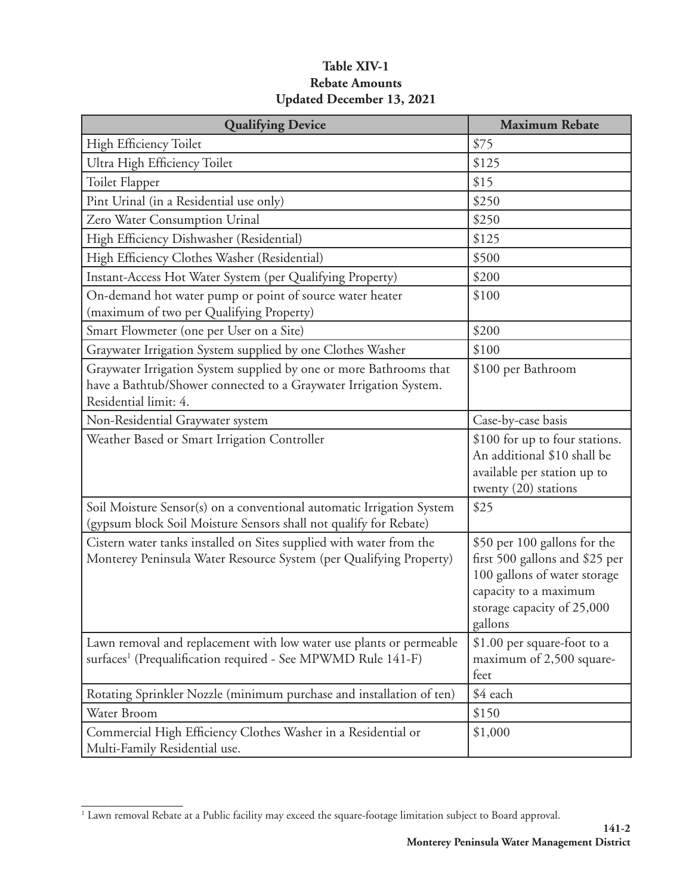**Table XIV-1**
**Rebate Amounts**
**Updated December 13, 2021**

| Qualifying Device | Maximum Rebate |
|---|---|
| High Efficiency Toilet | $75 |
| Ultra High Efficiency Toilet | $125 |
| Toilet Flapper | $15 |
| Pint Urinal (in a Residential use only) | $250 |
| Zero Water Consumption Urinal | $250 |
| High Efficiency Dishwasher (Residential) | $125 |
| High Efficiency Clothes Washer (Residential) | $500 |
| Instant-Access Hot Water System (per Qualifying Property) | $200 |
| On-demand hot water pump or point of source water heater (maximum of two per Qualifying Property) | $100 |
| Smart Flowmeter (one per User on a Site) | $200 |
| Graywater Irrigation System supplied by one Clothes Washer | $100 |
| Graywater Irrigation System supplied by one or more Bathrooms that have a Bathtub/Shower connected to a Graywater Irrigation System. Residential limit: 4. | $100 per Bathroom |
| Non-Residential Graywater system | Case-by-case basis |
| Weather Based or Smart Irrigation Controller | $100 for up to four stations. An additional $10 shall be available per station up to twenty (20) stations |
| Soil Moisture Sensor(s) on a conventional automatic Irrigation System (gypsum block Soil Moisture Sensors shall not qualify for Rebate) | $25 |
| Cistern water tanks installed on Sites supplied with water from the Monterey Peninsula Water Resource System (per Qualifying Property) | $50 per 100 gallons for the first 500 gallons and $25 per 100 gallons of water storage capacity to a maximum storage capacity of 25,000 gallons |
| Lawn removal and replacement with low water use plants or permeable surfaces[1] (Prequalification required - See MPWMD Rule 141-F) | $1.00 per square-foot to a maximum of 2,500 square-feet |
| Rotating Sprinkler Nozzle (minimum purchase and installation of ten) | $4 each |
| Water Broom | $150 |
| Commercial High Efficiency Clothes Washer in a Residential or Multi-Family Residential use. | $1,000 |

[1] Lawn removal Rebate at a Public facility may exceed the square-footage limitation subject to Board approval.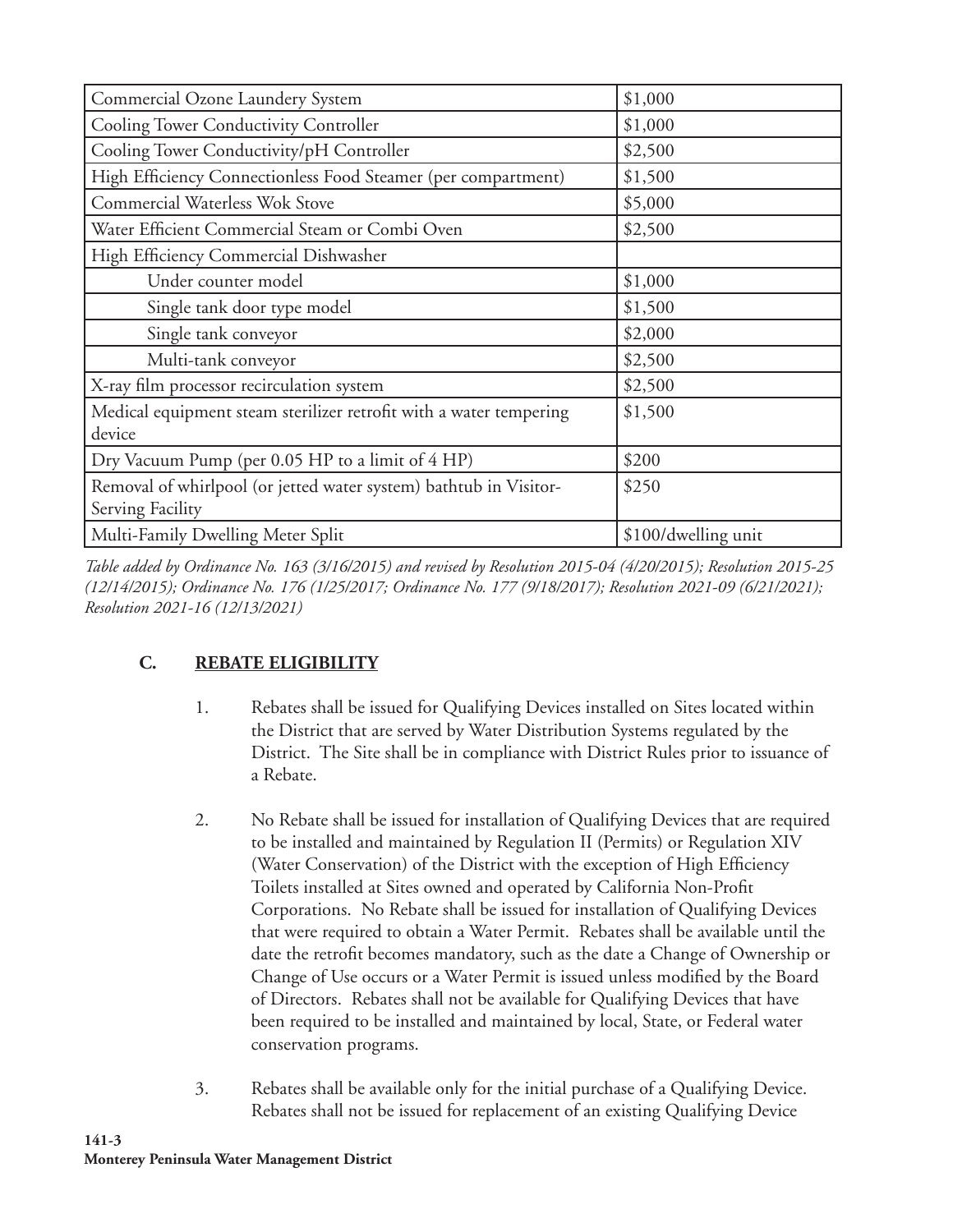| | |
|---|---|
| Commercial Ozone Laundery System | $1,000 |
| Cooling Tower Conductivity Controller | $1,000 |
| Cooling Tower Conductivity/pH Controller | $2,500 |
| High Efficiency Connectionless Food Steamer (per compartment) | $1,500 |
| Commercial Waterless Wok Stove | $5,000 |
| Water Efficient Commercial Steam or Combi Oven | $2,500 |
| High Efficiency Commercial Dishwasher | |
| Under counter model | $1,000 |
| Single tank door type model | $1,500 |
| Single tank conveyor | $2,000 |
| Multi-tank conveyor | $2,500 |
| X-ray film processor recirculation system | $2,500 |
| Medical equipment steam sterilizer retrofit with a water tempering device | $1,500 |
| Dry Vacuum Pump (per 0.05 HP to a limit of 4 HP) | $200 |
| Removal of whirlpool (or jetted water system) bathtub in Visitor-Serving Facility | $250 |
| Multi-Family Dwelling Meter Split | $100/dwelling unit |

*Table added by Ordinance No. 163 (3/16/2015) and revised by Resolution 2015-04 (4/20/2015); Resolution 2015-25 (12/14/2015); Ordinance No. 176 (1/25/2017; Ordinance No. 177 (9/18/2017); Resolution 2021-09 (6/21/2021); Resolution 2021-16 (12/13/2021)*

### C. REBATE ELIGIBILITY

1. Rebates shall be issued for Qualifying Devices installed on Sites located within the District that are served by Water Distribution Systems regulated by the District. The Site shall be in compliance with District Rules prior to issuance of a Rebate.

2. No Rebate shall be issued for installation of Qualifying Devices that are required to be installed and maintained by Regulation II (Permits) or Regulation XIV (Water Conservation) of the District with the exception of High Efficiency Toilets installed at Sites owned and operated by California Non-Profit Corporations. No Rebate shall be issued for installation of Qualifying Devices that were required to obtain a Water Permit. Rebates shall be available until the date the retrofit becomes mandatory, such as the date a Change of Ownership or Change of Use occurs or a Water Permit is issued unless modified by the Board of Directors. Rebates shall not be available for Qualifying Devices that have been required to be installed and maintained by local, State, or Federal water conservation programs.

3. Rebates shall be available only for the initial purchase of a Qualifying Device. Rebates shall not be issued for replacement of an existing Qualifying Device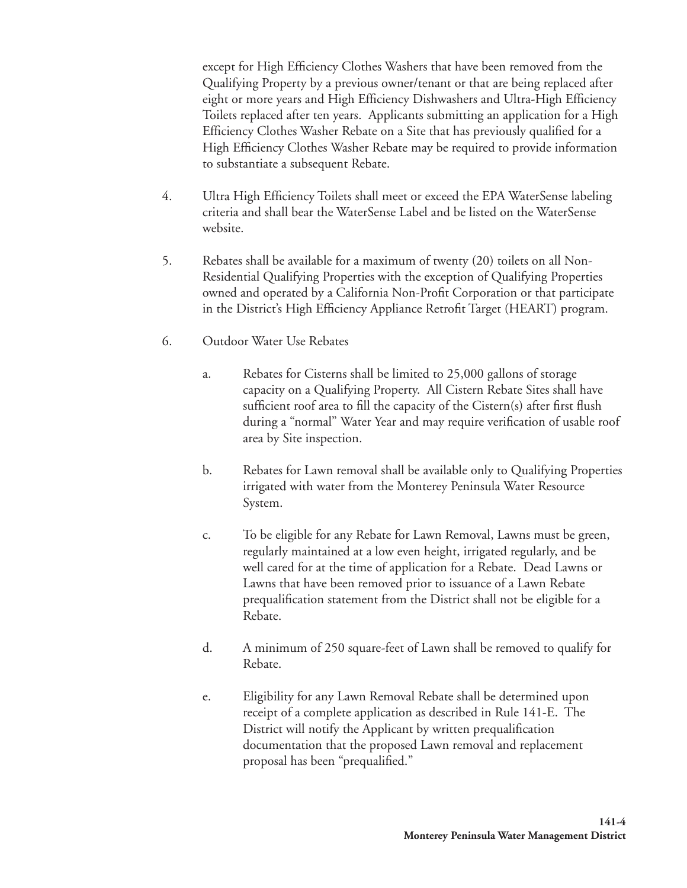except for High Efficiency Clothes Washers that have been removed from the Qualifying Property by a previous owner/tenant or that are being replaced after eight or more years and High Efficiency Dishwashers and Ultra-High Efficiency Toilets replaced after ten years. Applicants submitting an application for a High Efficiency Clothes Washer Rebate on a Site that has previously qualified for a High Efficiency Clothes Washer Rebate may be required to provide information to substantiate a subsequent Rebate.

4. Ultra High Efficiency Toilets shall meet or exceed the EPA WaterSense labeling criteria and shall bear the WaterSense Label and be listed on the WaterSense website.

5. Rebates shall be available for a maximum of twenty (20) toilets on all Non-Residential Qualifying Properties with the exception of Qualifying Properties owned and operated by a California Non-Profit Corporation or that participate in the District's High Efficiency Appliance Retrofit Target (HEART) program.

6. Outdoor Water Use Rebates

   a. Rebates for Cisterns shall be limited to 25,000 gallons of storage capacity on a Qualifying Property. All Cistern Rebate Sites shall have sufficient roof area to fill the capacity of the Cistern(s) after first flush during a "normal" Water Year and may require verification of usable roof area by Site inspection.

   b. Rebates for Lawn removal shall be available only to Qualifying Properties irrigated with water from the Monterey Peninsula Water Resource System.

   c. To be eligible for any Rebate for Lawn Removal, Lawns must be green, regularly maintained at a low even height, irrigated regularly, and be well cared for at the time of application for a Rebate. Dead Lawns or Lawns that have been removed prior to issuance of a Lawn Rebate prequalification statement from the District shall not be eligible for a Rebate.

   d. A minimum of 250 square-feet of Lawn shall be removed to qualify for Rebate.

   e. Eligibility for any Lawn Removal Rebate shall be determined upon receipt of a complete application as described in Rule 141-E. The District will notify the Applicant by written prequalification documentation that the proposed Lawn removal and replacement proposal has been "prequalified."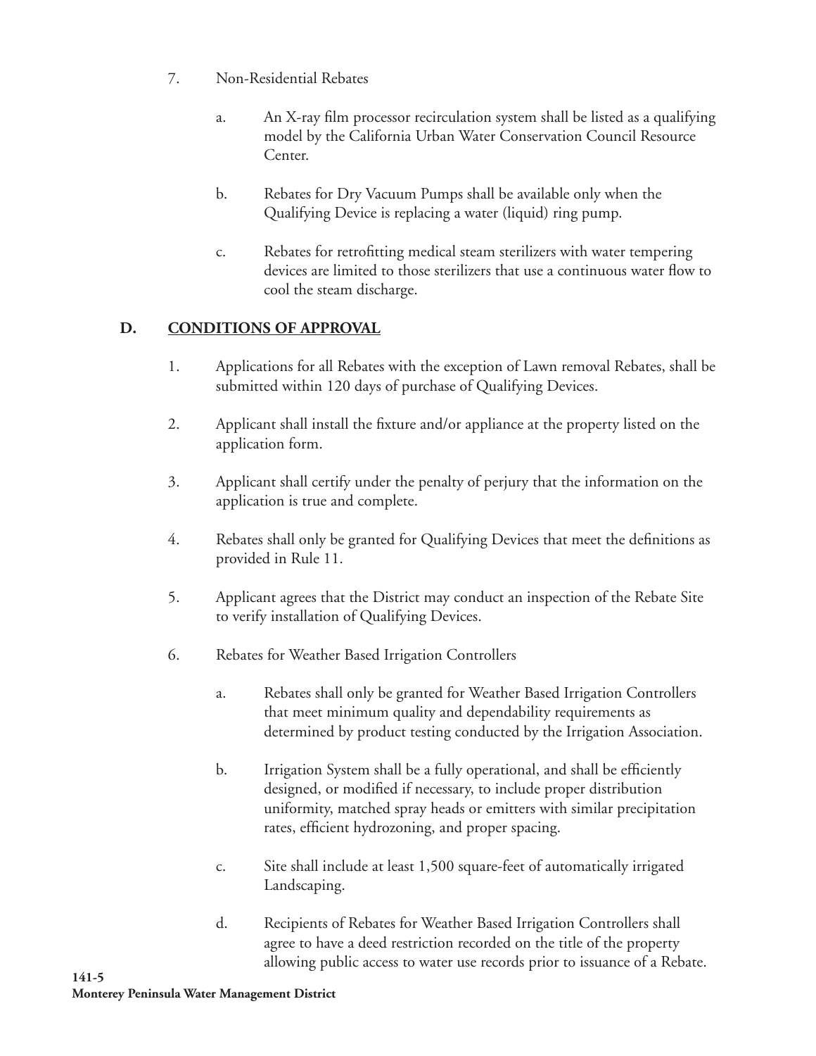7. Non-Residential Rebates

   a. An X-ray film processor recirculation system shall be listed as a qualifying model by the California Urban Water Conservation Council Resource Center.

   b. Rebates for Dry Vacuum Pumps shall be available only when the Qualifying Device is replacing a water (liquid) ring pump.

   c. Rebates for retrofitting medical steam sterilizers with water tempering devices are limited to those sterilizers that use a continuous water flow to cool the steam discharge.

## D. CONDITIONS OF APPROVAL

1. Applications for all Rebates with the exception of Lawn removal Rebates, shall be submitted within 120 days of purchase of Qualifying Devices.

2. Applicant shall install the fixture and/or appliance at the property listed on the application form.

3. Applicant shall certify under the penalty of perjury that the information on the application is true and complete.

4. Rebates shall only be granted for Qualifying Devices that meet the definitions as provided in Rule 11.

5. Applicant agrees that the District may conduct an inspection of the Rebate Site to verify installation of Qualifying Devices.

6. Rebates for Weather Based Irrigation Controllers

   a. Rebates shall only be granted for Weather Based Irrigation Controllers that meet minimum quality and dependability requirements as determined by product testing conducted by the Irrigation Association.

   b. Irrigation System shall be a fully operational, and shall be efficiently designed, or modified if necessary, to include proper distribution uniformity, matched spray heads or emitters with similar precipitation rates, efficient hydrozoning, and proper spacing.

   c. Site shall include at least 1,500 square-feet of automatically irrigated Landscaping.

   d. Recipients of Rebates for Weather Based Irrigation Controllers shall agree to have a deed restriction recorded on the title of the property allowing public access to water use records prior to issuance of a Rebate.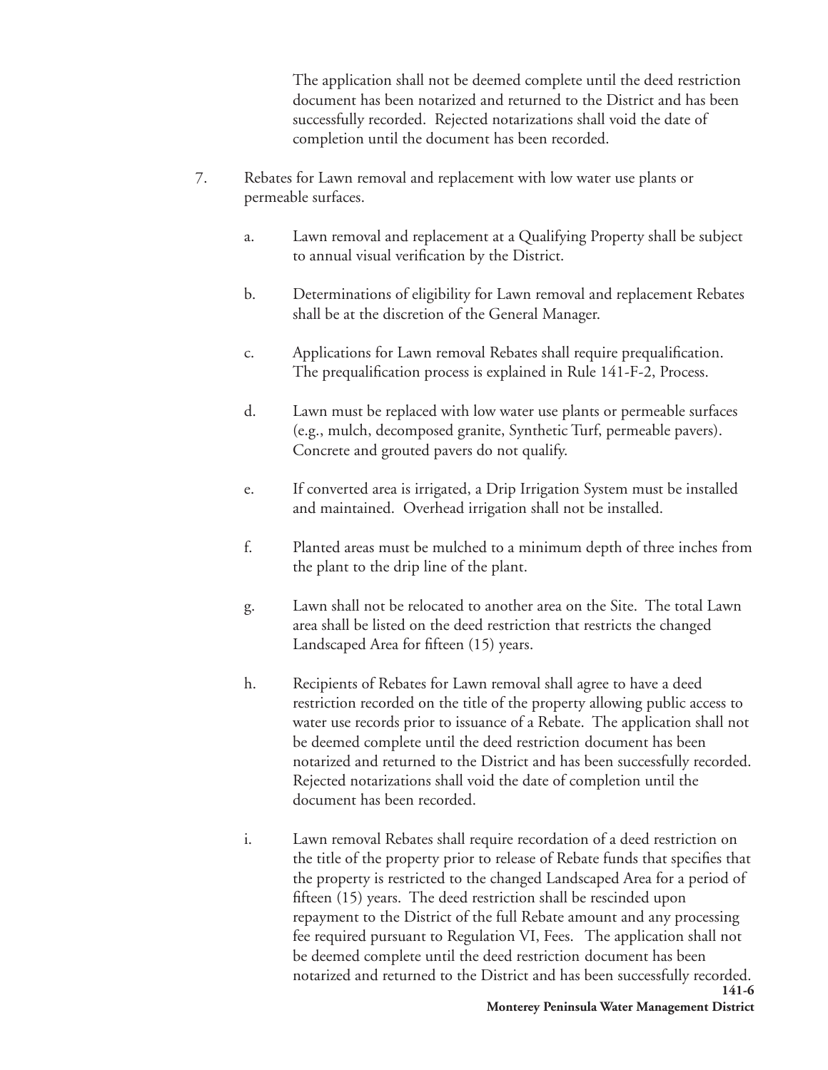The application shall not be deemed complete until the deed restriction document has been notarized and returned to the District and has been successfully recorded. Rejected notarizations shall void the date of completion until the document has been recorded.

7. Rebates for Lawn removal and replacement with low water use plants or permeable surfaces.

   a. Lawn removal and replacement at a Qualifying Property shall be subject to annual visual verification by the District.

   b. Determinations of eligibility for Lawn removal and replacement Rebates shall be at the discretion of the General Manager.

   c. Applications for Lawn removal Rebates shall require prequalification. The prequalification process is explained in Rule 141-F-2, Process.

   d. Lawn must be replaced with low water use plants or permeable surfaces (e.g., mulch, decomposed granite, Synthetic Turf, permeable pavers). Concrete and grouted pavers do not qualify.

   e. If converted area is irrigated, a Drip Irrigation System must be installed and maintained. Overhead irrigation shall not be installed.

   f. Planted areas must be mulched to a minimum depth of three inches from the plant to the drip line of the plant.

   g. Lawn shall not be relocated to another area on the Site. The total Lawn area shall be listed on the deed restriction that restricts the changed Landscaped Area for fifteen (15) years.

   h. Recipients of Rebates for Lawn removal shall agree to have a deed restriction recorded on the title of the property allowing public access to water use records prior to issuance of a Rebate. The application shall not be deemed complete until the deed restriction document has been notarized and returned to the District and has been successfully recorded. Rejected notarizations shall void the date of completion until the document has been recorded.

   i. Lawn removal Rebates shall require recordation of a deed restriction on the title of the property prior to release of Rebate funds that specifies that the property is restricted to the changed Landscaped Area for a period of fifteen (15) years. The deed restriction shall be rescinded upon repayment to the District of the full Rebate amount and any processing fee required pursuant to Regulation VI, Fees. The application shall not be deemed complete until the deed restriction document has been notarized and returned to the District and has been successfully recorded.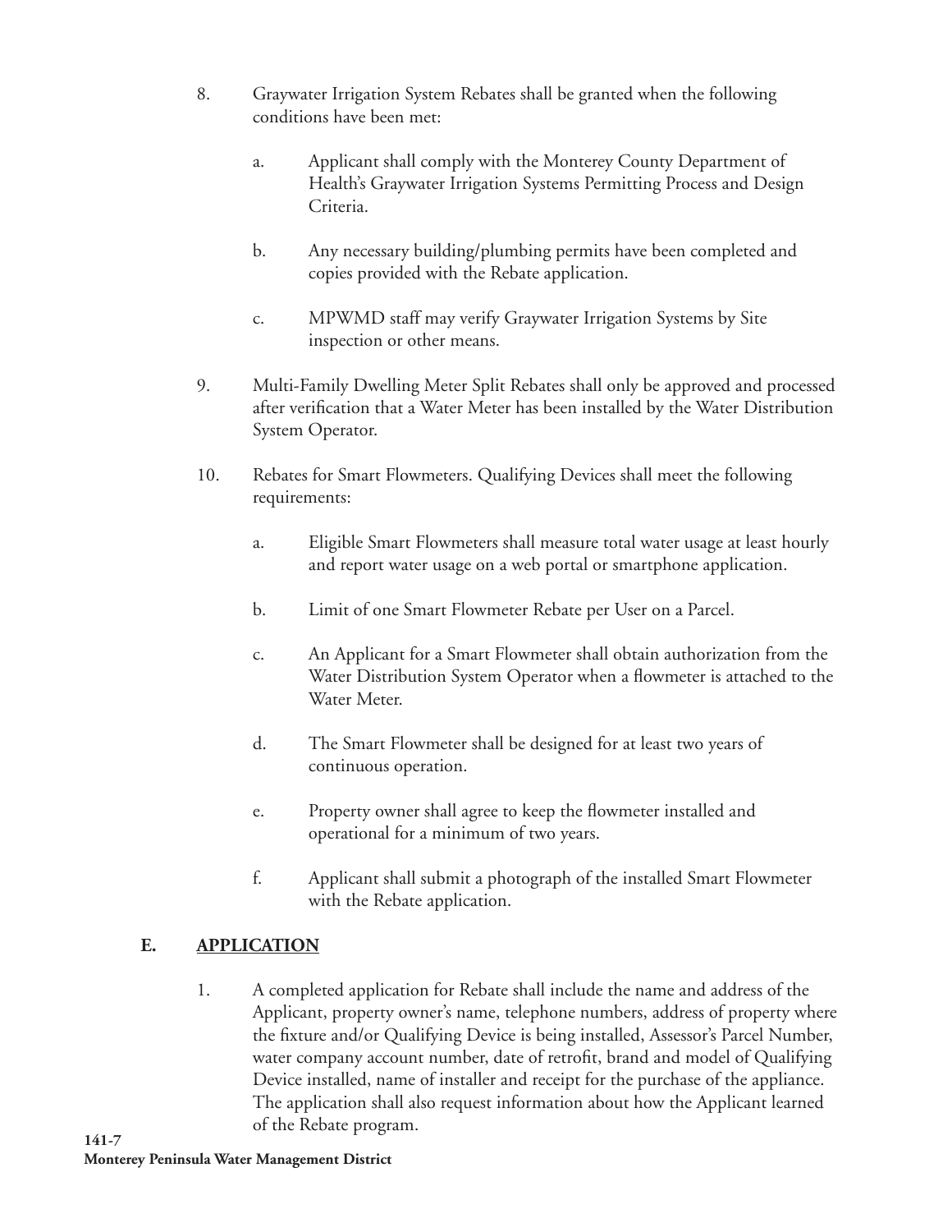8. Graywater Irrigation System Rebates shall be granted when the following conditions have been met:

   a. Applicant shall comply with the Monterey County Department of Health's Graywater Irrigation Systems Permitting Process and Design Criteria.

   b. Any necessary building/plumbing permits have been completed and copies provided with the Rebate application.

   c. MPWMD staff may verify Graywater Irrigation Systems by Site inspection or other means.

9. Multi-Family Dwelling Meter Split Rebates shall only be approved and processed after verification that a Water Meter has been installed by the Water Distribution System Operator.

10. Rebates for Smart Flowmeters. Qualifying Devices shall meet the following requirements:

    a. Eligible Smart Flowmeters shall measure total water usage at least hourly and report water usage on a web portal or smartphone application.

    b. Limit of one Smart Flowmeter Rebate per User on a Parcel.

    c. An Applicant for a Smart Flowmeter shall obtain authorization from the Water Distribution System Operator when a flowmeter is attached to the Water Meter.

    d. The Smart Flowmeter shall be designed for at least two years of continuous operation.

    e. Property owner shall agree to keep the flowmeter installed and operational for a minimum of two years.

    f. Applicant shall submit a photograph of the installed Smart Flowmeter with the Rebate application.

## E. APPLICATION

1. A completed application for Rebate shall include the name and address of the Applicant, property owner's name, telephone numbers, address of property where the fixture and/or Qualifying Device is being installed, Assessor's Parcel Number, water company account number, date of retrofit, brand and model of Qualifying Device installed, name of installer and receipt for the purchase of the appliance. The application shall also request information about how the Applicant learned of the Rebate program.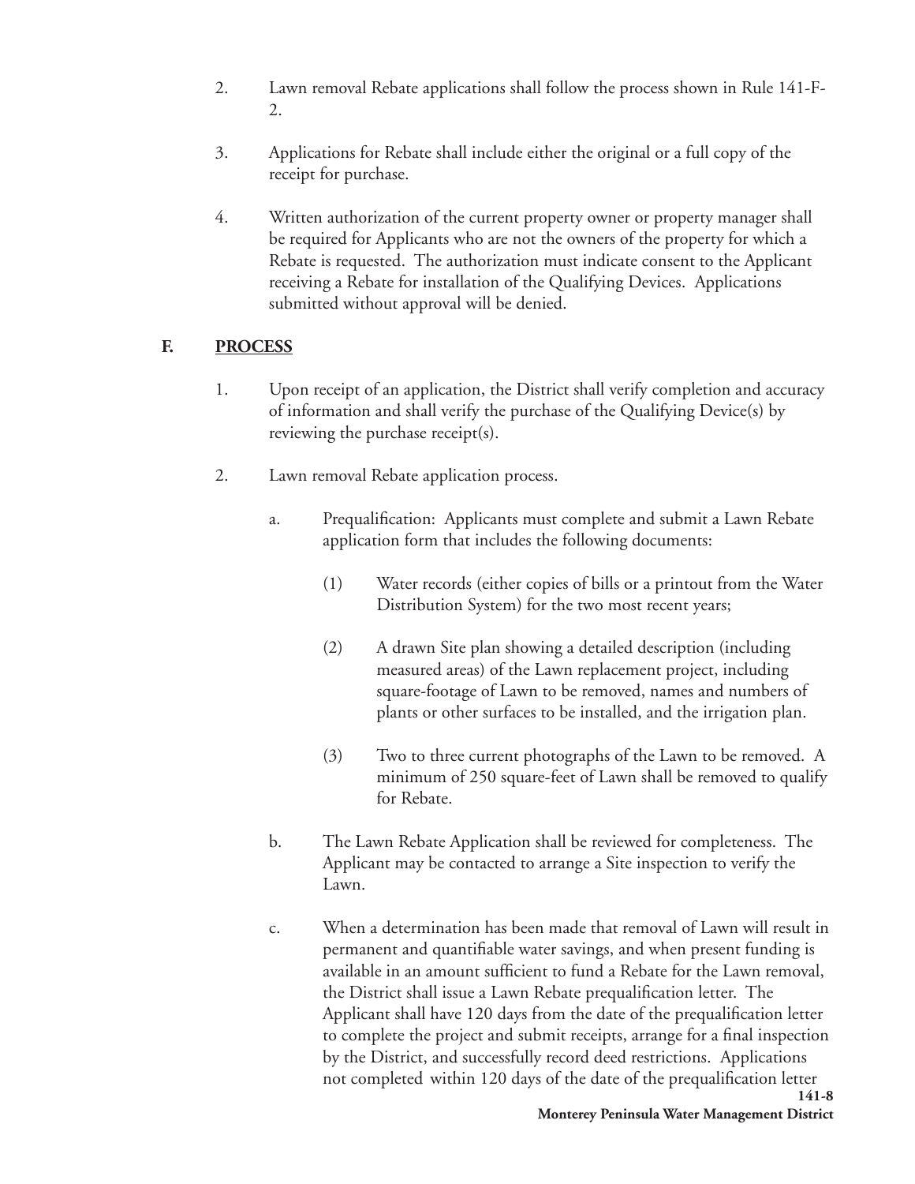2. Lawn removal Rebate applications shall follow the process shown in Rule 141-F-2.

3. Applications for Rebate shall include either the original or a full copy of the receipt for purchase.

4. Written authorization of the current property owner or property manager shall be required for Applicants who are not the owners of the property for which a Rebate is requested. The authorization must indicate consent to the Applicant receiving a Rebate for installation of the Qualifying Devices. Applications submitted without approval will be denied.

## F. PROCESS

1. Upon receipt of an application, the District shall verify completion and accuracy of information and shall verify the purchase of the Qualifying Device(s) by reviewing the purchase receipt(s).

2. Lawn removal Rebate application process.

   a. Prequalification: Applicants must complete and submit a Lawn Rebate application form that includes the following documents:

      (1) Water records (either copies of bills or a printout from the Water Distribution System) for the two most recent years;

      (2) A drawn Site plan showing a detailed description (including measured areas) of the Lawn replacement project, including square-footage of Lawn to be removed, names and numbers of plants or other surfaces to be installed, and the irrigation plan.

      (3) Two to three current photographs of the Lawn to be removed. A minimum of 250 square-feet of Lawn shall be removed to qualify for Rebate.

   b. The Lawn Rebate Application shall be reviewed for completeness. The Applicant may be contacted to arrange a Site inspection to verify the Lawn.

   c. When a determination has been made that removal of Lawn will result in permanent and quantifiable water savings, and when present funding is available in an amount sufficient to fund a Rebate for the Lawn removal, the District shall issue a Lawn Rebate prequalification letter. The Applicant shall have 120 days from the date of the prequalification letter to complete the project and submit receipts, arrange for a final inspection by the District, and successfully record deed restrictions. Applications not completed within 120 days of the date of the prequalification letter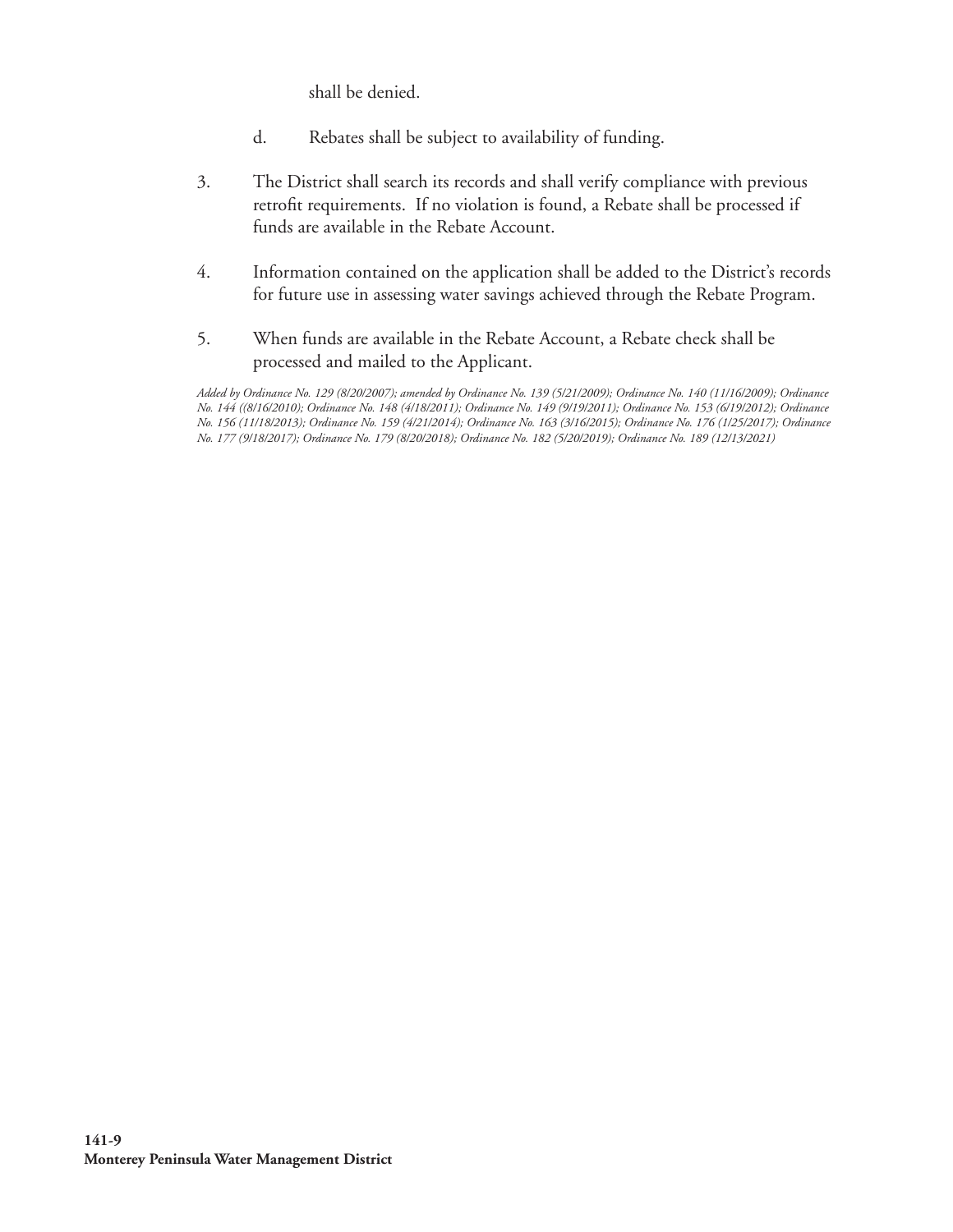shall be denied.

d. Rebates shall be subject to availability of funding.

3. The District shall search its records and shall verify compliance with previous retrofit requirements. If no violation is found, a Rebate shall be processed if funds are available in the Rebate Account.

4. Information contained on the application shall be added to the District's records for future use in assessing water savings achieved through the Rebate Program.

5. When funds are available in the Rebate Account, a Rebate check shall be processed and mailed to the Applicant.

*Added by Ordinance No. 129 (8/20/2007); amended by Ordinance No. 139 (5/21/2009); Ordinance No. 140 (11/16/2009); Ordinance No. 144 ((8/16/2010); Ordinance No. 148 (4/18/2011); Ordinance No. 149 (9/19/2011); Ordinance No. 153 (6/19/2012); Ordinance No. 156 (11/18/2013); Ordinance No. 159 (4/21/2014); Ordinance No. 163 (3/16/2015); Ordinance No. 176 (1/25/2017); Ordinance No. 177 (9/18/2017); Ordinance No. 179 (8/20/2018); Ordinance No. 182 (5/20/2019); Ordinance No. 189 (12/13/2021)*